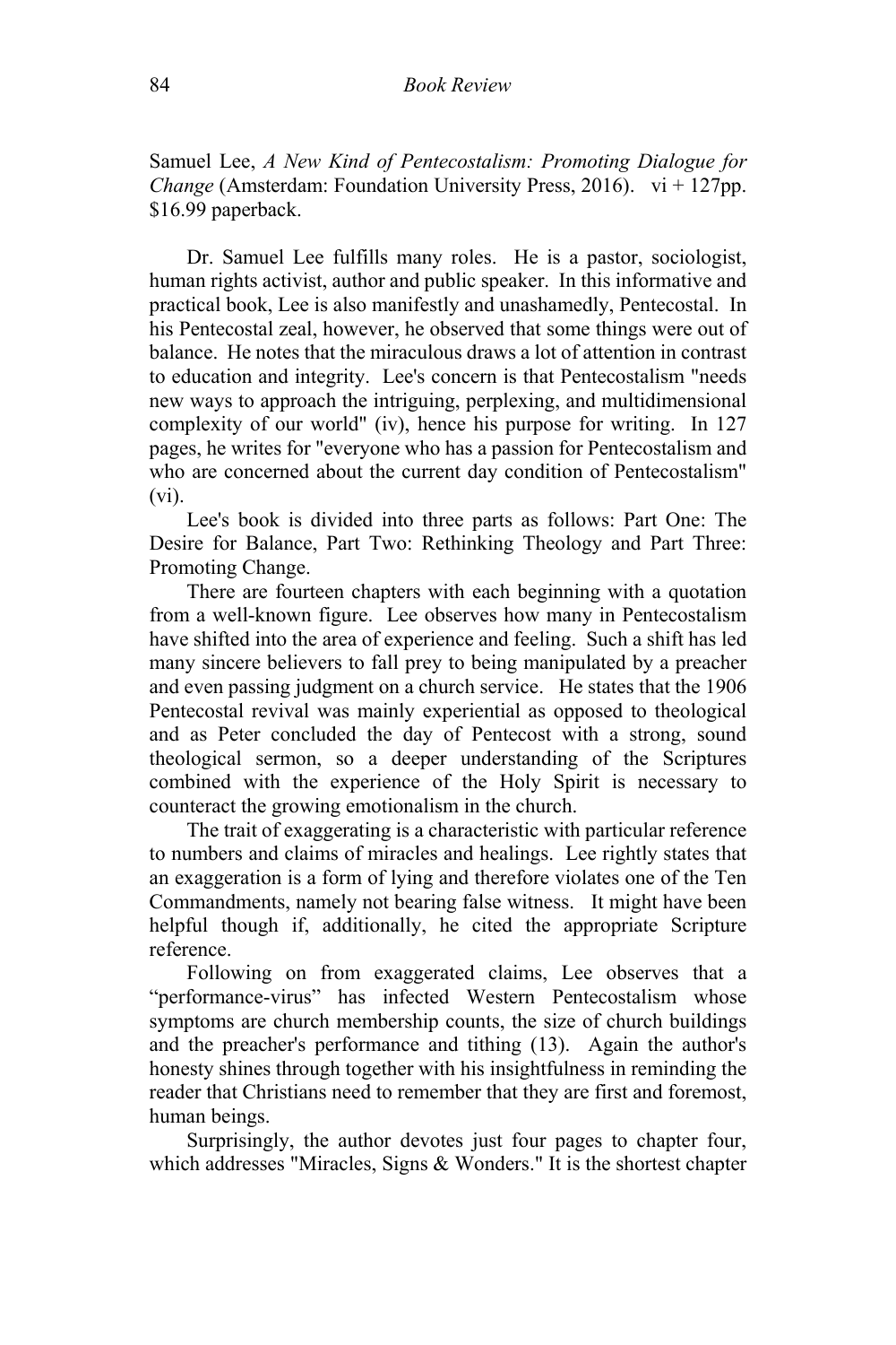Samuel Lee, *A New Kind of Pentecostalism: Promoting Dialogue for Change* (Amsterdam: Foundation University Press, 2016). vi + 127pp. $16.99 paperback.

Dr. Samuel Lee fulfills many roles. He is a pastor, sociologist, human rights activist, author and public speaker. In this informative and practical book, Lee is also manifestly and unashamedly, Pentecostal. In his Pentecostal zeal, however, he observed that some things were out of balance. He notes that the miraculous draws a lot of attention in contrast to education and integrity. Lee's concern is that Pentecostalism "needs new ways to approach the intriguing, perplexing, and multidimensional complexity of our world" (iv), hence his purpose for writing. In 127 pages, he writes for "everyone who has a passion for Pentecostalism and who are concerned about the current day condition of Pentecostalism" (vi).

Lee's book is divided into three parts as follows: Part One: The Desire for Balance, Part Two: Rethinking Theology and Part Three: Promoting Change.

There are fourteen chapters with each beginning with a quotation from a well-known figure. Lee observes how many in Pentecostalism have shifted into the area of experience and feeling. Such a shift has led many sincere believers to fall prey to being manipulated by a preacher and even passing judgment on a church service. He states that the 1906 Pentecostal revival was mainly experiential as opposed to theological and as Peter concluded the day of Pentecost with a strong, sound theological sermon, so a deeper understanding of the Scriptures combined with the experience of the Holy Spirit is necessary to counteract the growing emotionalism in the church.

The trait of exaggerating is a characteristic with particular reference to numbers and claims of miracles and healings. Lee rightly states that an exaggeration is a form of lying and therefore violates one of the Ten Commandments, namely not bearing false witness. It might have been helpful though if, additionally, he cited the appropriate Scripture reference.

Following on from exaggerated claims, Lee observes that a "performance-virus" has infected Western Pentecostalism whose symptoms are church membership counts, the size of church buildings and the preacher's performance and tithing (13). Again the author's honesty shines through together with his insightfulness in reminding the reader that Christians need to remember that they are first and foremost, human beings.

Surprisingly, the author devotes just four pages to chapter four, which addresses "Miracles, Signs & Wonders." It is the shortest chapter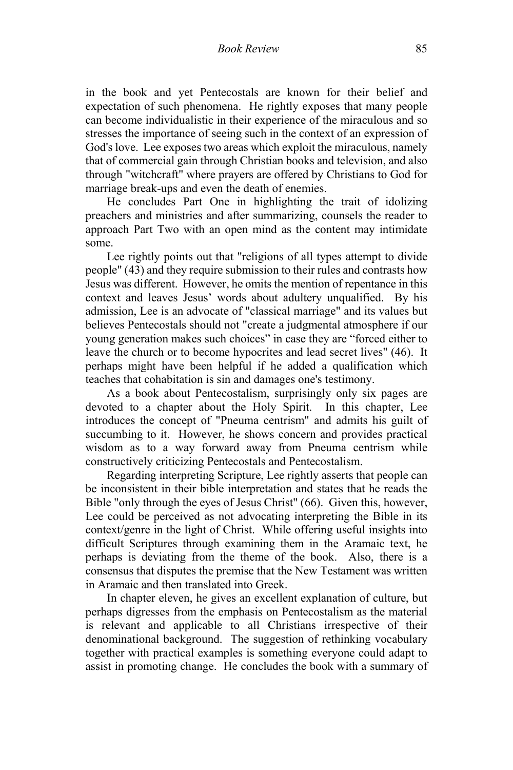in the book and yet Pentecostals are known for their belief and expectation of such phenomena. He rightly exposes that many people can become individualistic in their experience of the miraculous and so stresses the importance of seeing such in the context of an expression of God's love. Lee exposes two areas which exploit the miraculous, namely that of commercial gain through Christian books and television, and also through "witchcraft" where prayers are offered by Christians to God for marriage break-ups and even the death of enemies.

He concludes Part One in highlighting the trait of idolizing preachers and ministries and after summarizing, counsels the reader to approach Part Two with an open mind as the content may intimidate some.

Lee rightly points out that "religions of all types attempt to divide people" (43) and they require submission to their rules and contrasts how Jesus was different. However, he omits the mention of repentance in this context and leaves Jesus' words about adultery unqualified. By his admission, Lee is an advocate of "classical marriage" and its values but believes Pentecostals should not "create a judgmental atmosphere if our young generation makes such choices" in case they are "forced either to leave the church or to become hypocrites and lead secret lives" (46). It perhaps might have been helpful if he added a qualification which teaches that cohabitation is sin and damages one's testimony.

As a book about Pentecostalism, surprisingly only six pages are devoted to a chapter about the Holy Spirit. In this chapter, Lee introduces the concept of "Pneuma centrism" and admits his guilt of succumbing to it. However, he shows concern and provides practical wisdom as to a way forward away from Pneuma centrism while constructively criticizing Pentecostals and Pentecostalism.

Regarding interpreting Scripture, Lee rightly asserts that people can be inconsistent in their bible interpretation and states that he reads the Bible "only through the eyes of Jesus Christ" (66). Given this, however, Lee could be perceived as not advocating interpreting the Bible in its context/genre in the light of Christ. While offering useful insights into difficult Scriptures through examining them in the Aramaic text, he perhaps is deviating from the theme of the book. Also, there is a consensus that disputes the premise that the New Testament was written in Aramaic and then translated into Greek.

In chapter eleven, he gives an excellent explanation of culture, but perhaps digresses from the emphasis on Pentecostalism as the material is relevant and applicable to all Christians irrespective of their denominational background. The suggestion of rethinking vocabulary together with practical examples is something everyone could adapt to assist in promoting change. He concludes the book with a summary of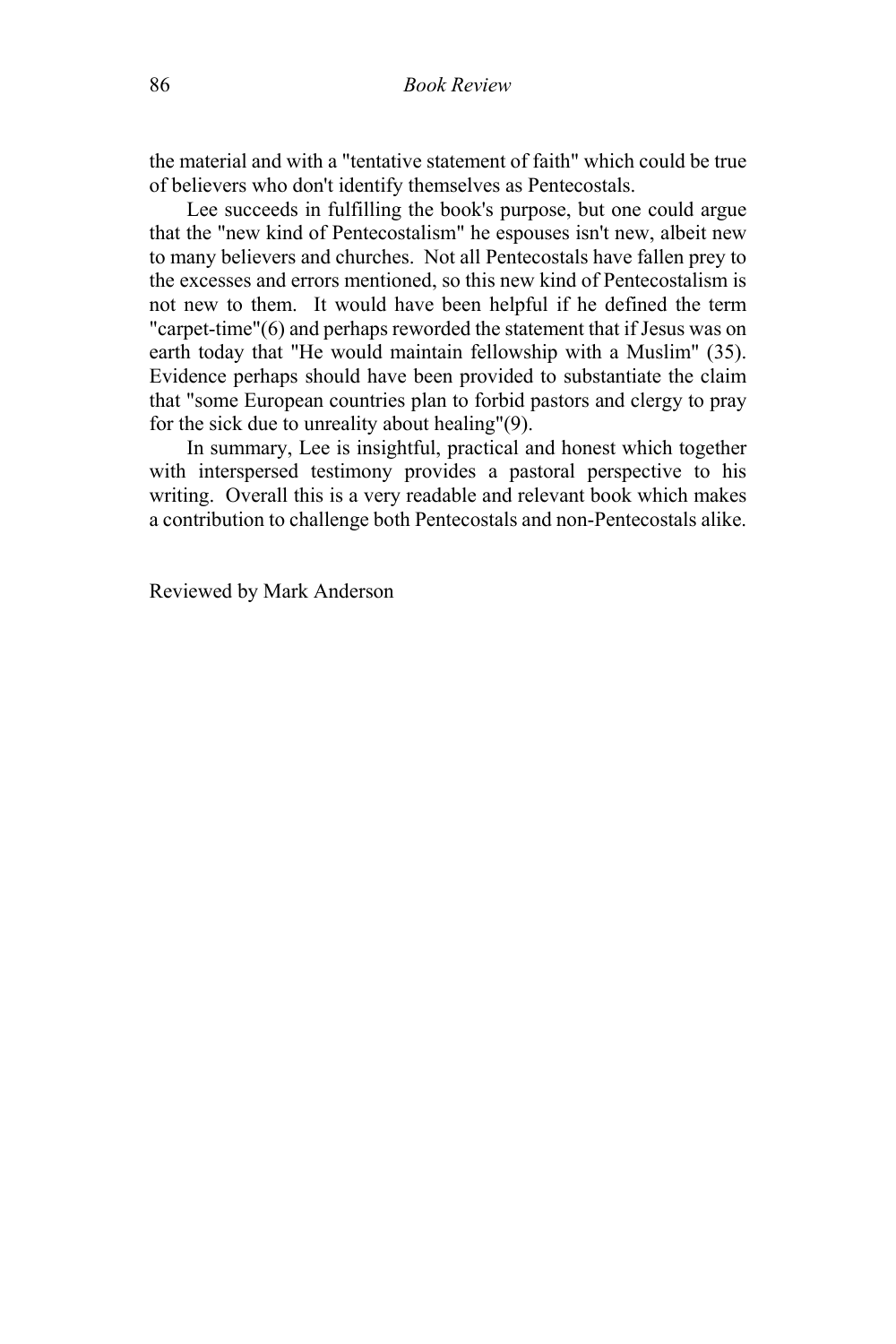the material and with a "tentative statement of faith" which could be true of believers who don't identify themselves as Pentecostals.

Lee succeeds in fulfilling the book's purpose, but one could argue that the "new kind of Pentecostalism" he espouses isn't new, albeit new to many believers and churches. Not all Pentecostals have fallen prey to the excesses and errors mentioned, so this new kind of Pentecostalism is not new to them. It would have been helpful if he defined the term "carpet-time"(6) and perhaps reworded the statement that if Jesus was on earth today that "He would maintain fellowship with a Muslim" (35). Evidence perhaps should have been provided to substantiate the claim that "some European countries plan to forbid pastors and clergy to pray for the sick due to unreality about healing"(9).

In summary, Lee is insightful, practical and honest which together with interspersed testimony provides a pastoral perspective to his writing. Overall this is a very readable and relevant book which makes a contribution to challenge both Pentecostals and non-Pentecostals alike.

Reviewed by Mark Anderson